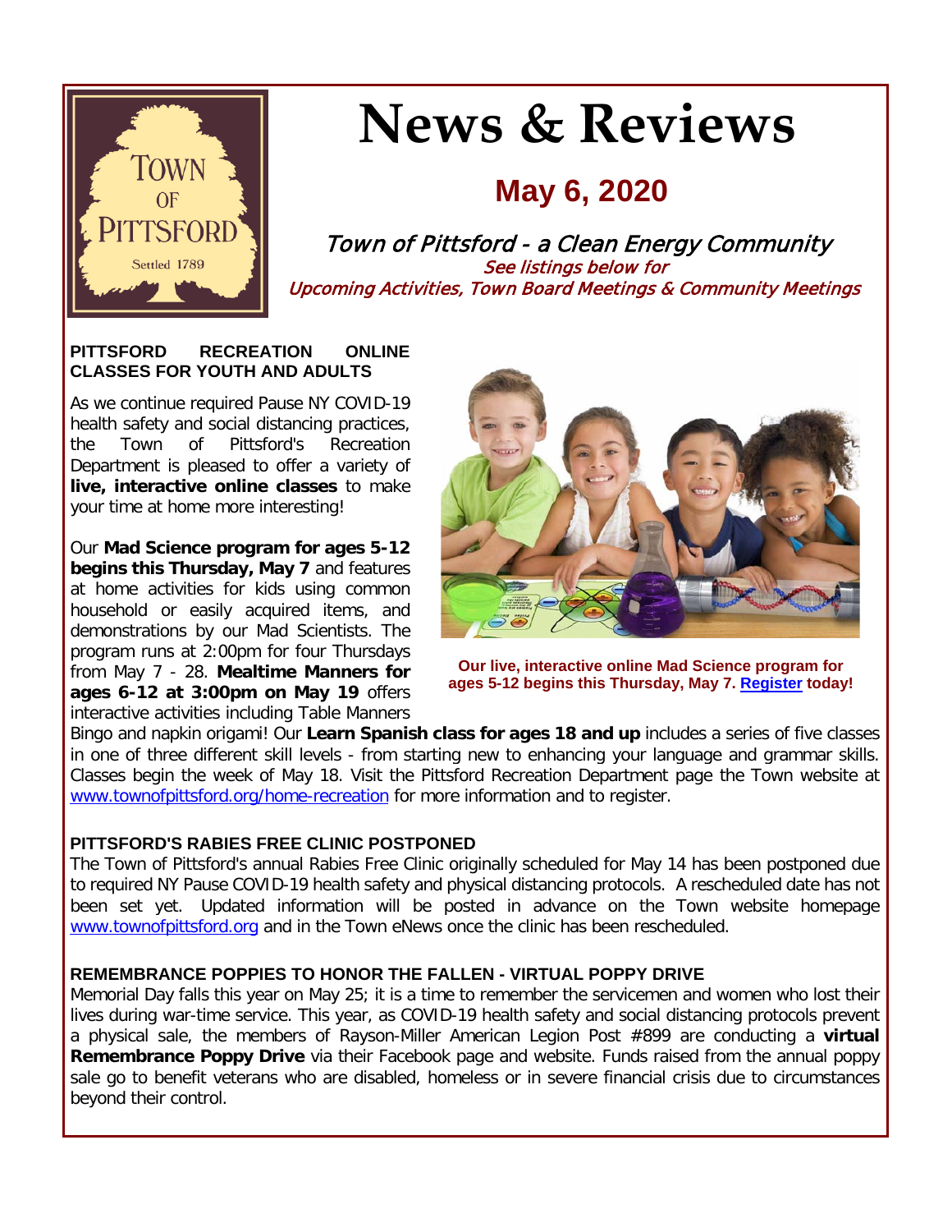# News & Reviews

## May 6, 2020

*Town of Pittsford - a Clean Energy Community*

*See listings below for Upcoming Activities, Town Board Meetings & Community Meetings*

### PITTSFORD RECREATION ONLINE CLASSES FOR YOUTH AND ADULTS

As we continue required Pause NY COVID-19 health safety and social distancing practices, the Town of Pittsford's Recreation Department is pleased to offer a variety of **live, interactive online classes** to make your time at home more interesting!

Our **Mad Science program for ages 5-12 begins this Thursday, May 7** and features at home activities for kids using common household or easily acquired items, and demonstrations by our Mad Scientists. The program runs at 2:00pm for four Thursdays from May 7 - 28. **Mealtime Manners for ages 6-12 at 3:00pm on May 19** offers interactive activities including Table Manners Bingo and napkin origami! Our **Learn Spanish class for ages 18 and up** includes a series of five classes in one of three different skill levels - from starting new to enhancing your language and grammar skills. Classes begin the week of May 18. Visit the Pittsford Recreation Department page the Town website at www.townofpittsford.org/home-recreation for more information and to register.

**Our live, interactive online Mad Science program for ages 5-12 begins this Thursday, May 7. Register today!**

### PITTSFORD'S RABIES FREE CLINIC POSTPONED

The Town of Pittsford's annual Rabies Free Clinic originally scheduled for May 14 has been postponed due to required NY Pause COVID-19 health safety and physical distancing protocols. A rescheduled date has not been set yet. Updated information will be posted in advance on the Town website homepage www.townofpittsford.org and in the Town eNews once the clinic has been rescheduled.

### REMEMBRANCE POPPIES TO HONOR THE FALLEN - VIRTUAL POPPY DRIVE

Memorial Day falls this year on May 25; it is a time to remember the servicemen and women who lost their lives during war-time service. This year, as COVID-19 health safety and social distancing protocols prevent a physical sale, the members of Rayson-Miller American Legion Post #899 are conducting a **virtual Remembrance Poppy Drive** via their Facebook page and website. Funds raised from the annual poppy sale go to benefit veterans who are disabled, homeless or in severe financial crisis due to circumstances beyond their control.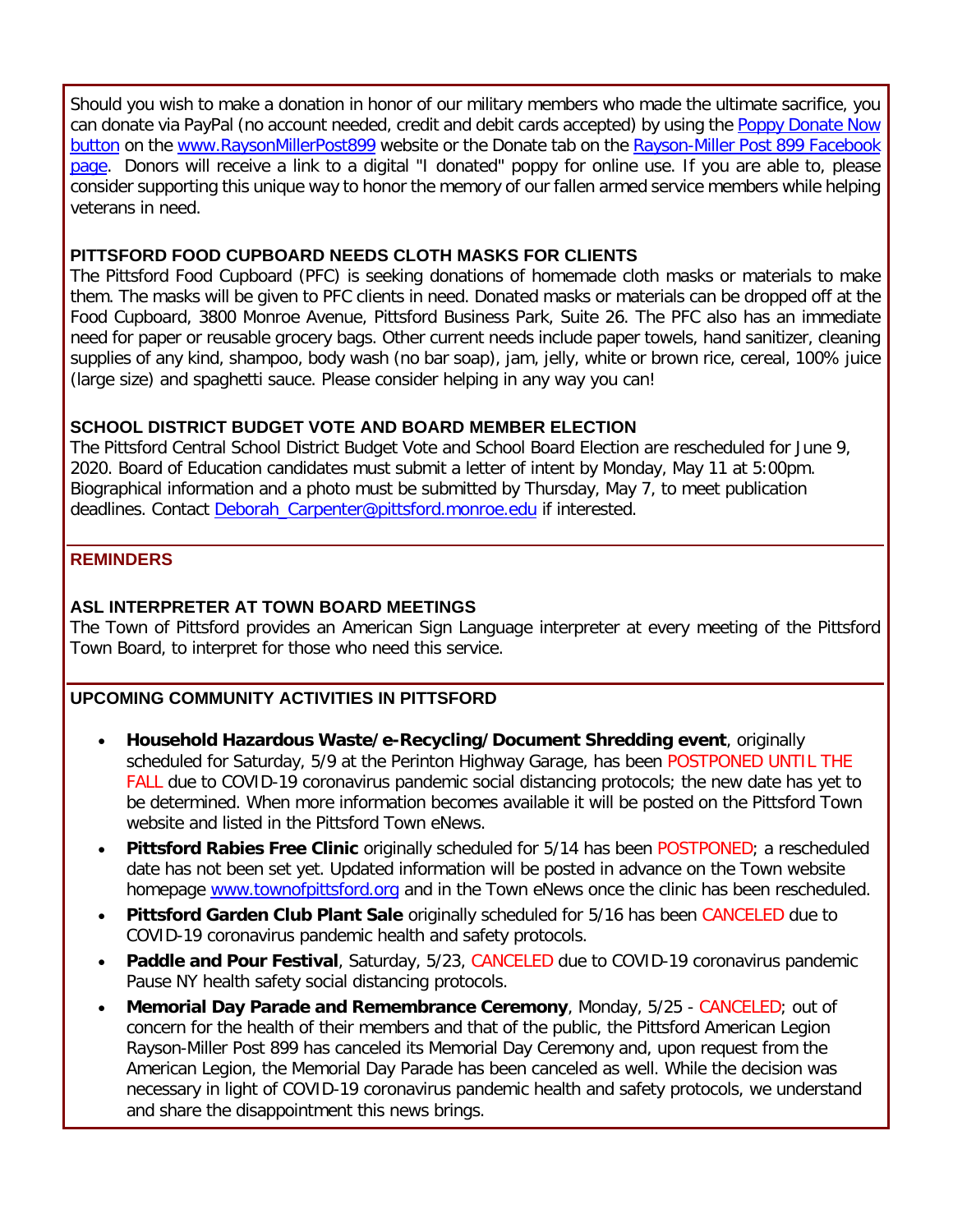Should you wish to make a donation in honor of our military members who made the ultimate sacrifice, you can donate via PayPal (no account needed, credit and debit cards accepted) by using the Poppy Donate Now button on the www.RaysonMillerPost899 website or the Donate tab on the Rayson-Miller Post 899 Facebook page. Donors will receive a link to a digital "I donated" poppy for online use. If you are able to, please consider supporting this unique way to honor the memory of our fallen armed service members while helping veterans in need.

### PITTSFORD FOOD CUPBOARD NEEDS CLOTH MASKS FOR CLIENTS

The Pittsford Food Cupboard (PFC) is seeking donations of homemade cloth masks or materials to make them. The masks will be given to PFC clients in need. Donated masks or materials can be dropped off at the Food Cupboard, 3800 Monroe Avenue, Pittsford Business Park, Suite 26. The PFC also has an immediate need for paper or reusable grocery bags. Other current needs include paper towels, hand sanitizer, cleaning supplies of any kind, shampoo, body wash (no bar soap), jam, jelly, white or brown rice, cereal, 100% juice (large size) and spaghetti sauce. Please consider helping in any way you can!

### SCHOOL DISTRICT BUDGET VOTE AND BOARD MEMBER ELECTION

The Pittsford Central School District Budget Vote and School Board Election are rescheduled for June 9, 2020. Board of Education candidates must submit a letter of intent by Monday, May 11 at 5:00pm. Biographical information and a photo must be submitted by Thursday, May 7, to meet publication deadlines. Contact Deborah_Carpenter@pittsford.monroe.edu if interested.

## REMINDERS

### ASL INTERPRETER AT TOWN BOARD MEETINGS

The Town of Pittsford provides an American Sign Language interpreter at every meeting of the Pittsford Town Board, to interpret for those who need this service.

### UPCOMING COMMUNITY ACTIVITIES IN PITTSFORD

- **Household Hazardous Waste/e-Recycling/Document Shredding event**, originally scheduled for Saturday, 5/9 at the Perinton Highway Garage, has been POSTPONED UNTIL THE FALL due to COVID-19 coronavirus pandemic social distancing protocols; the new date has yet to be determined. When more information becomes available it will be posted on the Pittsford Town website and listed in the Pittsford Town eNews.
- **Pittsford Rabies Free Clinic** originally scheduled for 5/14 has been POSTPONED; a rescheduled date has not been set yet. Updated information will be posted in advance on the Town website homepage www.townofpittsford.org and in the Town eNews once the clinic has been rescheduled.
- **Pittsford Garden Club Plant Sale** originally scheduled for 5/16 has been CANCELED due to COVID-19 coronavirus pandemic health and safety protocols.
- **Paddle and Pour Festival**, Saturday, 5/23, CANCELED due to COVID-19 coronavirus pandemic Pause NY health safety social distancing protocols.
- **Memorial Day Parade and Remembrance Ceremony**, Monday, 5/25 - CANCELED; out of concern for the health of their members and that of the public, the Pittsford American Legion Rayson-Miller Post 899 has canceled its Memorial Day Ceremony and, upon request from the American Legion, the Memorial Day Parade has been canceled as well. While the decision was necessary in light of COVID-19 coronavirus pandemic health and safety protocols, we understand and share the disappointment this news brings.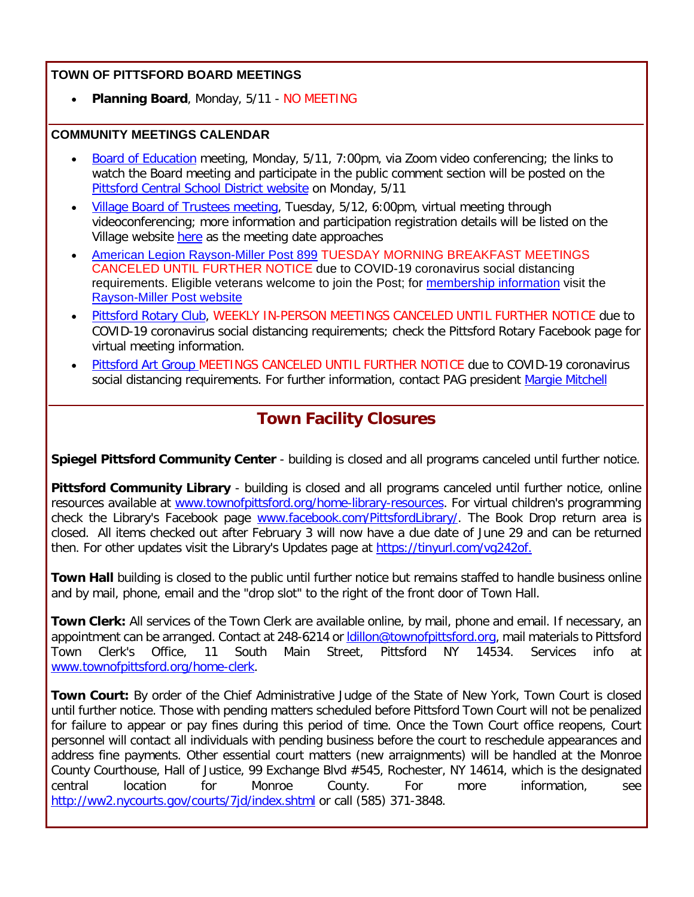**TOWN OF PITTSFORD BOARD MEETINGS**

- **Planning Board**, Monday, 5/11 - NO MEETING

**COMMUNITY MEETINGS CALENDAR**

- Board of Education meeting, Monday, 5/11, 7:00pm, via Zoom video conferencing; the links to watch the Board meeting and participate in the public comment section will be posted on the Pittsford Central School District website on Monday, 5/11
- Village Board of Trustees meeting, Tuesday, 5/12, 6:00pm, virtual meeting through videoconferencing; more information and participation registration details will be listed on the Village website here as the meeting date approaches
- American Legion Rayson-Miller Post 899 TUESDAY MORNING BREAKFAST MEETINGS CANCELED UNTIL FURTHER NOTICE due to COVID-19 coronavirus social distancing requirements. Eligible veterans welcome to join the Post; for membership information visit the Rayson-Miller Post website
- Pittsford Rotary Club, WEEKLY IN-PERSON MEETINGS CANCELED UNTIL FURTHER NOTICE due to COVID-19 coronavirus social distancing requirements; check the Pittsford Rotary Facebook page for virtual meeting information.
- Pittsford Art Group MEETINGS CANCELED UNTIL FURTHER NOTICE due to COVID-19 coronavirus social distancing requirements. For further information, contact PAG president Margie Mitchell

## Town Facility Closures

**Spiegel Pittsford Community Center** - building is closed and all programs canceled until further notice.

**Pittsford Community Library** - building is closed and all programs canceled until further notice, online resources available at www.townofpittsford.org/home-library-resources. For virtual children's programming check the Library's Facebook page www.facebook.com/PittsfordLibrary/. The Book Drop return area is closed. All items checked out after February 3 will now have a due date of June 29 and can be returned then. For other updates visit the Library's Updates page at https://tinyurl.com/vg242of.

**Town Hall** building is closed to the public until further notice but remains staffed to handle business online and by mail, phone, email and the "drop slot" to the right of the front door of Town Hall.

**Town Clerk:** All services of the Town Clerk are available online, by mail, phone and email. If necessary, an appointment can be arranged. Contact at 248-6214 or ldillon@townofpittsford.org, mail materials to Pittsford Town Clerk's Office, 11 South Main Street, Pittsford NY 14534. Services info at www.townofpittsford.org/home-clerk.

**Town Court:** By order of the Chief Administrative Judge of the State of New York, Town Court is closed until further notice. Those with pending matters scheduled before Pittsford Town Court will not be penalized for failure to appear or pay fines during this period of time. Once the Town Court office reopens, Court personnel will contact all individuals with pending business before the court to reschedule appearances and address fine payments. Other essential court matters (new arraignments) will be handled at the Monroe County Courthouse, Hall of Justice, 99 Exchange Blvd #545, Rochester, NY 14614, which is the designated central location for Monroe County. For more information, see http://ww2.nycourts.gov/courts/7jd/index.shtml or call (585) 371-3848.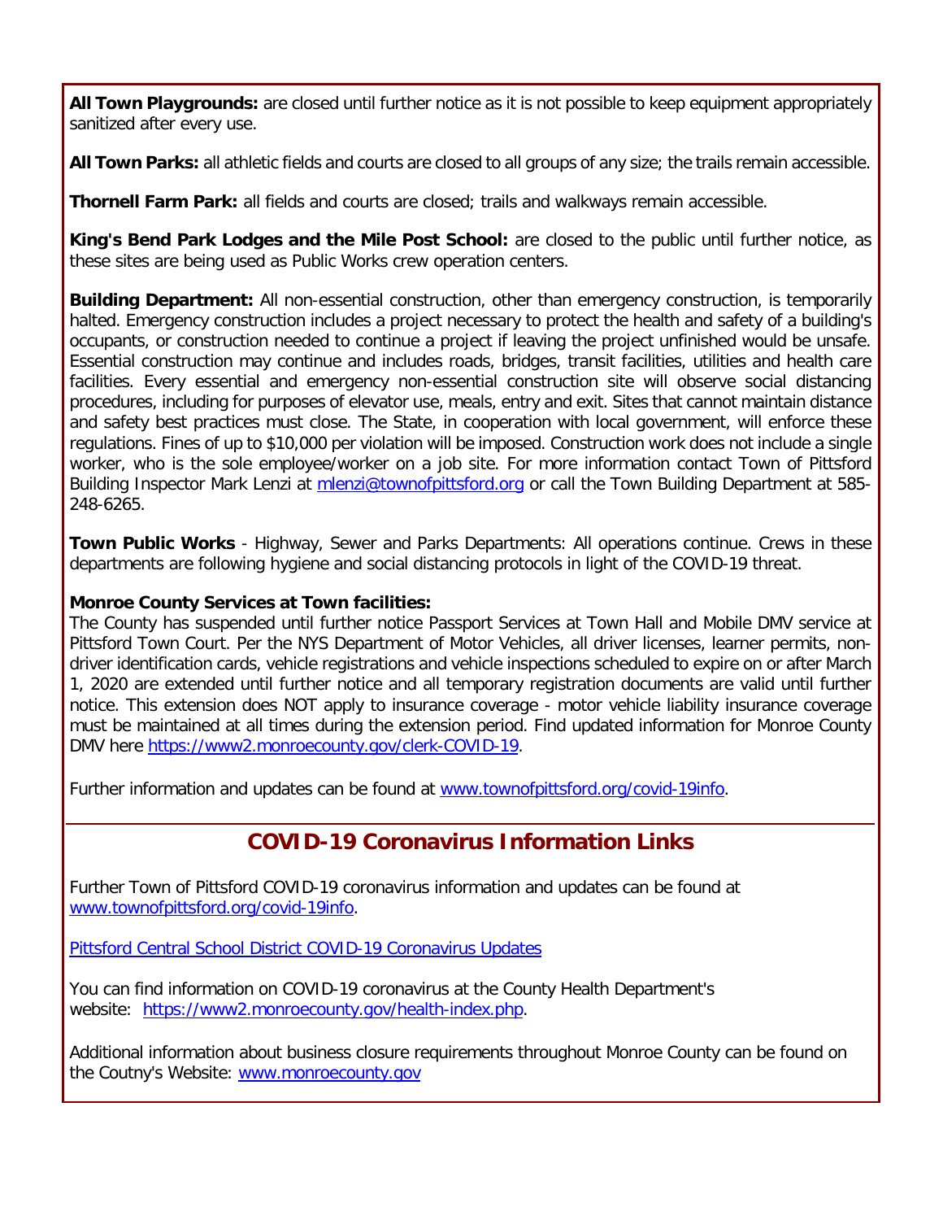**All Town Playgrounds:** are closed until further notice as it is not possible to keep equipment appropriately sanitized after every use.

**All Town Parks:** all athletic fields and courts are closed to all groups of any size; the trails remain accessible.

**Thornell Farm Park:** all fields and courts are closed; trails and walkways remain accessible.

**King's Bend Park Lodges and the Mile Post School:** are closed to the public until further notice, as these sites are being used as Public Works crew operation centers.

**Building Department:** All non-essential construction, other than emergency construction, is temporarily halted. Emergency construction includes a project necessary to protect the health and safety of a building's occupants, or construction needed to continue a project if leaving the project unfinished would be unsafe. Essential construction may continue and includes roads, bridges, transit facilities, utilities and health care facilities. Every essential and emergency non-essential construction site will observe social distancing procedures, including for purposes of elevator use, meals, entry and exit. Sites that cannot maintain distance and safety best practices must close. The State, in cooperation with local government, will enforce these regulations. Fines of up to $10,000 per violation will be imposed. Construction work does not include a single worker, who is the sole employee/worker on a job site. For more information contact Town of Pittsford Building Inspector Mark Lenzi at mlenzi@townofpittsford.org or call the Town Building Department at 585-248-6265.

**Town Public Works** - Highway, Sewer and Parks Departments: All operations continue. Crews in these departments are following hygiene and social distancing protocols in light of the COVID-19 threat.

**Monroe County Services at Town facilities:**
The County has suspended until further notice Passport Services at Town Hall and Mobile DMV service at Pittsford Town Court. Per the NYS Department of Motor Vehicles, all driver licenses, learner permits, non-driver identification cards, vehicle registrations and vehicle inspections scheduled to expire on or after March 1, 2020 are extended until further notice and all temporary registration documents are valid until further notice. This extension does NOT apply to insurance coverage - motor vehicle liability insurance coverage must be maintained at all times during the extension period. Find updated information for Monroe County DMV here https://www2.monroecounty.gov/clerk-COVID-19.

Further information and updates can be found at www.townofpittsford.org/covid-19info.

## COVID-19 Coronavirus Information Links

Further Town of Pittsford COVID-19 coronavirus information and updates can be found at www.townofpittsford.org/covid-19info.

Pittsford Central School District COVID-19 Coronavirus Updates

You can find information on COVID-19 coronavirus at the County Health Department's website: https://www2.monroecounty.gov/health-index.php.

Additional information about business closure requirements throughout Monroe County can be found on the Coutny's Website: www.monroecounty.gov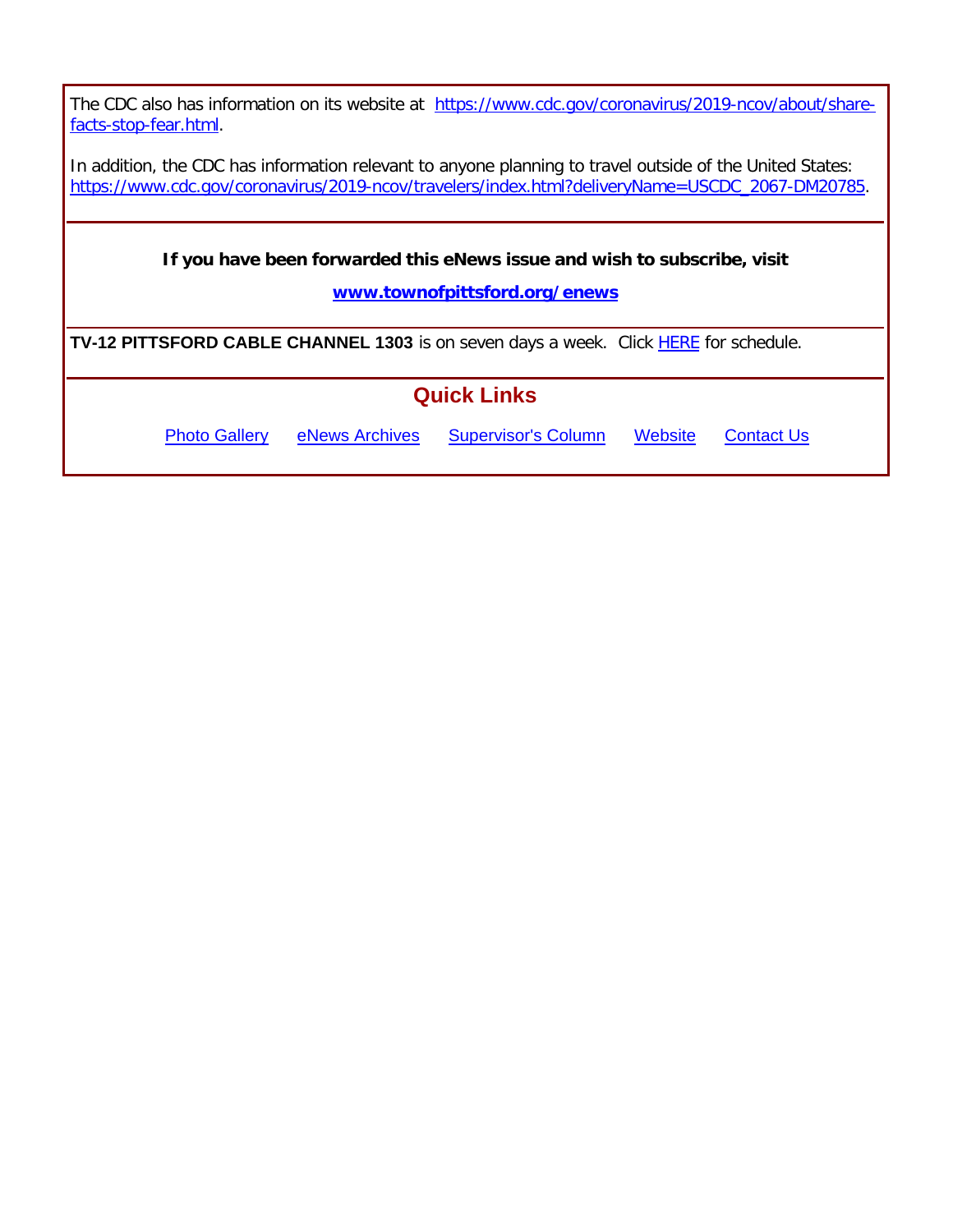The CDC also has information on its website at https://www.cdc.gov/coronavirus/2019-ncov/about/share-facts-stop-fear.html.

In addition, the CDC has information relevant to anyone planning to travel outside of the United States: https://www.cdc.gov/coronavirus/2019-ncov/travelers/index.html?deliveryName=USCDC_2067-DM20785.

---

**If you have been forwarded this eNews issue and wish to subscribe, visit**

**www.townofpittsford.org/enews**

---

**TV-12 PITTSFORD CABLE CHANNEL 1303** is on seven days a week. Click HERE for schedule.

---

## Quick Links

Photo Gallery eNews Archives Supervisor's Column Website Contact Us